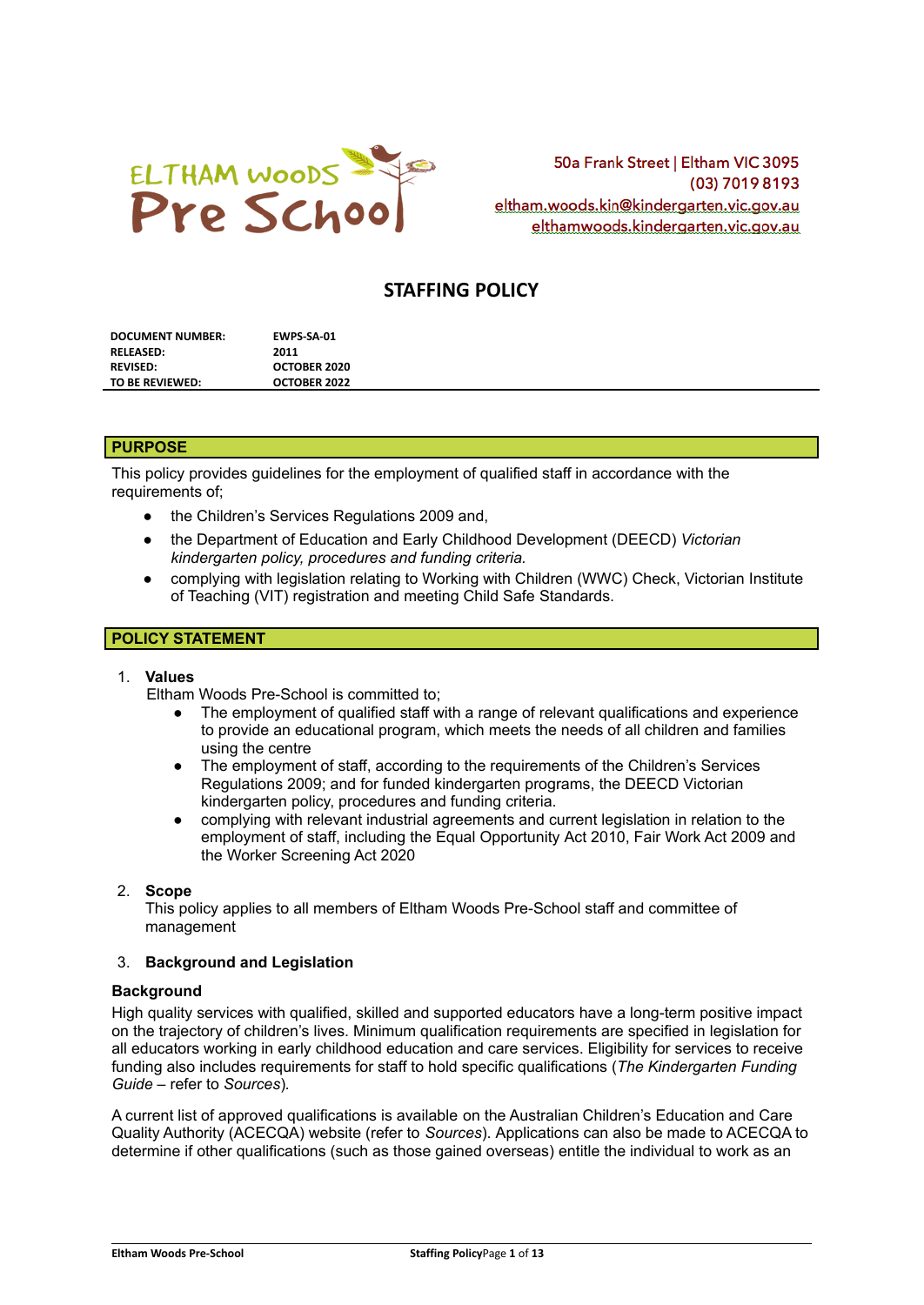ELTHAM WOODS Pre School

50a Frank Street | Eltham VIC 3095
(03) 7019 8193
eltham.woods.kin@kindergarten.vic.gov.au
elthamwoods.kindergarten.vic.gov.au

# STAFFING POLICY

| | |
|---|---|
| **DOCUMENT NUMBER:** | **EWPS-SA-01** |
| **RELEASED:** | **2011** |
| **REVISED:** | **OCTOBER 2020** |
| **TO BE REVIEWED:** | **OCTOBER 2022** |

## PURPOSE

This policy provides guidelines for the employment of qualified staff in accordance with the requirements of;

- the Children's Services Regulations 2009 and,
- the Department of Education and Early Childhood Development (DEECD) *Victorian kindergarten policy, procedures and funding criteria.*
- complying with legislation relating to Working with Children (WWC) Check, Victorian Institute of Teaching (VIT) registration and meeting Child Safe Standards.

## POLICY STATEMENT

1. **Values**
   Eltham Woods Pre-School is committed to;
   - The employment of qualified staff with a range of relevant qualifications and experience to provide an educational program, which meets the needs of all children and families using the centre
   - The employment of staff, according to the requirements of the Children's Services Regulations 2009; and for funded kindergarten programs, the DEECD Victorian kindergarten policy, procedures and funding criteria.
   - complying with relevant industrial agreements and current legislation in relation to the employment of staff, including the Equal Opportunity Act 2010, Fair Work Act 2009 and the Worker Screening Act 2020

2. **Scope**
   This policy applies to all members of Eltham Woods Pre-School staff and committee of management

3. **Background and Legislation**

### Background

High quality services with qualified, skilled and supported educators have a long-term positive impact on the trajectory of children's lives. Minimum qualification requirements are specified in legislation for all educators working in early childhood education and care services. Eligibility for services to receive funding also includes requirements for staff to hold specific qualifications (*The Kindergarten Funding Guide* – refer to *Sources*).

A current list of approved qualifications is available on the Australian Children's Education and Care Quality Authority (ACECQA) website (refer to *Sources*). Applications can also be made to ACECQA to determine if other qualifications (such as those gained overseas) entitle the individual to work as an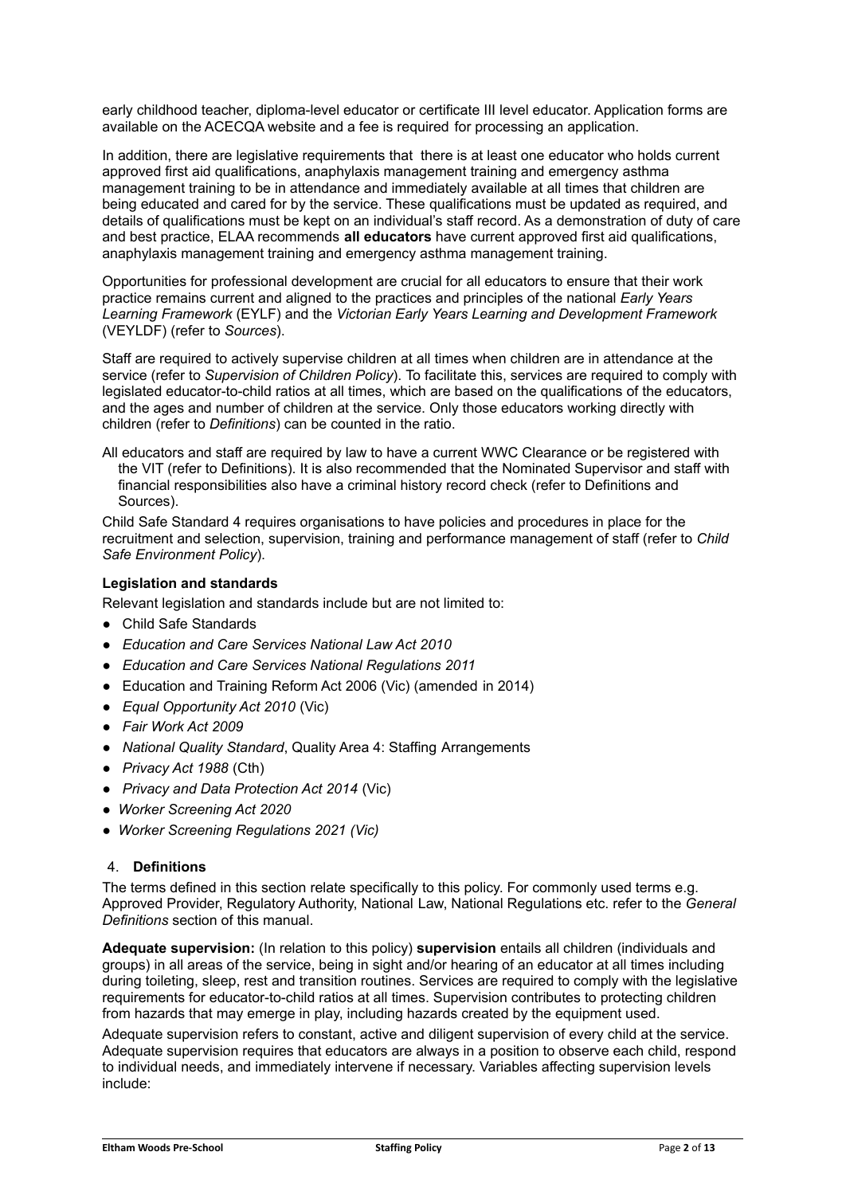early childhood teacher, diploma-level educator or certificate III level educator. Application forms are available on the ACECQA website and a fee is required for processing an application.

In addition, there are legislative requirements that there is at least one educator who holds current approved first aid qualifications, anaphylaxis management training and emergency asthma management training to be in attendance and immediately available at all times that children are being educated and cared for by the service. These qualifications must be updated as required, and details of qualifications must be kept on an individual's staff record. As a demonstration of duty of care and best practice, ELAA recommends **all educators** have current approved first aid qualifications, anaphylaxis management training and emergency asthma management training.

Opportunities for professional development are crucial for all educators to ensure that their work practice remains current and aligned to the practices and principles of the national *Early Years Learning Framework* (EYLF) and the *Victorian Early Years Learning and Development Framework* (VEYLDF) (refer to *Sources*).

Staff are required to actively supervise children at all times when children are in attendance at the service (refer to *Supervision of Children Policy*). To facilitate this, services are required to comply with legislated educator-to-child ratios at all times, which are based on the qualifications of the educators, and the ages and number of children at the service. Only those educators working directly with children (refer to *Definitions*) can be counted in the ratio.

All educators and staff are required by law to have a current WWC Clearance or be registered with the VIT (refer to Definitions). It is also recommended that the Nominated Supervisor and staff with financial responsibilities also have a criminal history record check (refer to Definitions and Sources).

Child Safe Standard 4 requires organisations to have policies and procedures in place for the recruitment and selection, supervision, training and performance management of staff (refer to *Child Safe Environment Policy*).

**Legislation and standards**

Relevant legislation and standards include but are not limited to:

- Child Safe Standards
- *Education and Care Services National Law Act 2010*
- *Education and Care Services National Regulations 2011*
- Education and Training Reform Act 2006 (Vic) (amended in 2014)
- *Equal Opportunity Act 2010* (Vic)
- *Fair Work Act 2009*
- *National Quality Standard*, Quality Area 4: Staffing Arrangements
- *Privacy Act 1988* (Cth)
- *Privacy and Data Protection Act 2014* (Vic)
- *Worker Screening Act 2020*
- *Worker Screening Regulations 2021 (Vic)*

## 4. Definitions

The terms defined in this section relate specifically to this policy. For commonly used terms e.g. Approved Provider, Regulatory Authority, National Law, National Regulations etc. refer to the *General Definitions* section of this manual.

**Adequate supervision:** (In relation to this policy) **supervision** entails all children (individuals and groups) in all areas of the service, being in sight and/or hearing of an educator at all times including during toileting, sleep, rest and transition routines. Services are required to comply with the legislative requirements for educator-to-child ratios at all times. Supervision contributes to protecting children from hazards that may emerge in play, including hazards created by the equipment used.

Adequate supervision refers to constant, active and diligent supervision of every child at the service. Adequate supervision requires that educators are always in a position to observe each child, respond to individual needs, and immediately intervene if necessary. Variables affecting supervision levels include: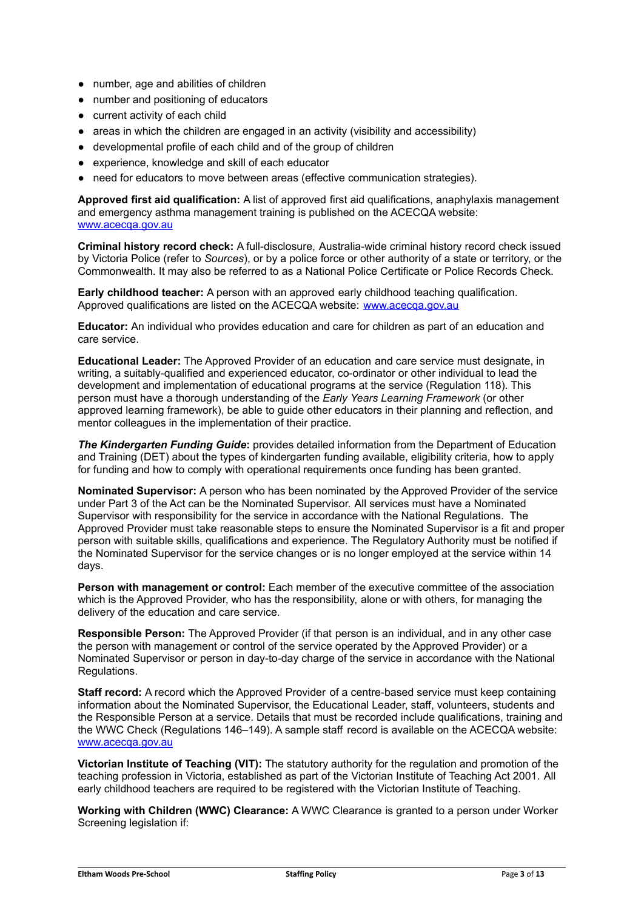- number, age and abilities of children
- number and positioning of educators
- current activity of each child
- areas in which the children are engaged in an activity (visibility and accessibility)
- developmental profile of each child and of the group of children
- experience, knowledge and skill of each educator
- need for educators to move between areas (effective communication strategies).

**Approved first aid qualification:** A list of approved first aid qualifications, anaphylaxis management and emergency asthma management training is published on the ACECQA website: [www.acecqa.gov.au](http://www.acecqa.gov.au)

**Criminal history record check:** A full-disclosure, Australia-wide criminal history record check issued by Victoria Police (refer to *Sources*), or by a police force or other authority of a state or territory, or the Commonwealth. It may also be referred to as a National Police Certificate or Police Records Check.

**Early childhood teacher:** A person with an approved early childhood teaching qualification. Approved qualifications are listed on the ACECQA website: [www.acecqa.gov.au](http://www.acecqa.gov.au)

**Educator:** An individual who provides education and care for children as part of an education and care service.

**Educational Leader:** The Approved Provider of an education and care service must designate, in writing, a suitably-qualified and experienced educator, co-ordinator or other individual to lead the development and implementation of educational programs at the service (Regulation 118). This person must have a thorough understanding of the *Early Years Learning Framework* (or other approved learning framework), be able to guide other educators in their planning and reflection, and mentor colleagues in the implementation of their practice.

***The Kindergarten Funding Guide*:** provides detailed information from the Department of Education and Training (DET) about the types of kindergarten funding available, eligibility criteria, how to apply for funding and how to comply with operational requirements once funding has been granted.

**Nominated Supervisor:** A person who has been nominated by the Approved Provider of the service under Part 3 of the Act can be the Nominated Supervisor. All services must have a Nominated Supervisor with responsibility for the service in accordance with the National Regulations. The Approved Provider must take reasonable steps to ensure the Nominated Supervisor is a fit and proper person with suitable skills, qualifications and experience. The Regulatory Authority must be notified if the Nominated Supervisor for the service changes or is no longer employed at the service within 14 days.

**Person with management or control:** Each member of the executive committee of the association which is the Approved Provider, who has the responsibility, alone or with others, for managing the delivery of the education and care service.

**Responsible Person:** The Approved Provider (if that person is an individual, and in any other case the person with management or control of the service operated by the Approved Provider) or a Nominated Supervisor or person in day-to-day charge of the service in accordance with the National Regulations.

**Staff record:** A record which the Approved Provider of a centre-based service must keep containing information about the Nominated Supervisor, the Educational Leader, staff, volunteers, students and the Responsible Person at a service. Details that must be recorded include qualifications, training and the WWC Check (Regulations 146–149). A sample staff record is available on the ACECQA website: [www.acecqa.gov.au](http://www.acecqa.gov.au)

**Victorian Institute of Teaching (VIT):** The statutory authority for the regulation and promotion of the teaching profession in Victoria, established as part of the Victorian Institute of Teaching Act 2001. All early childhood teachers are required to be registered with the Victorian Institute of Teaching.

**Working with Children (WWC) Clearance:** A WWC Clearance is granted to a person under Worker Screening legislation if: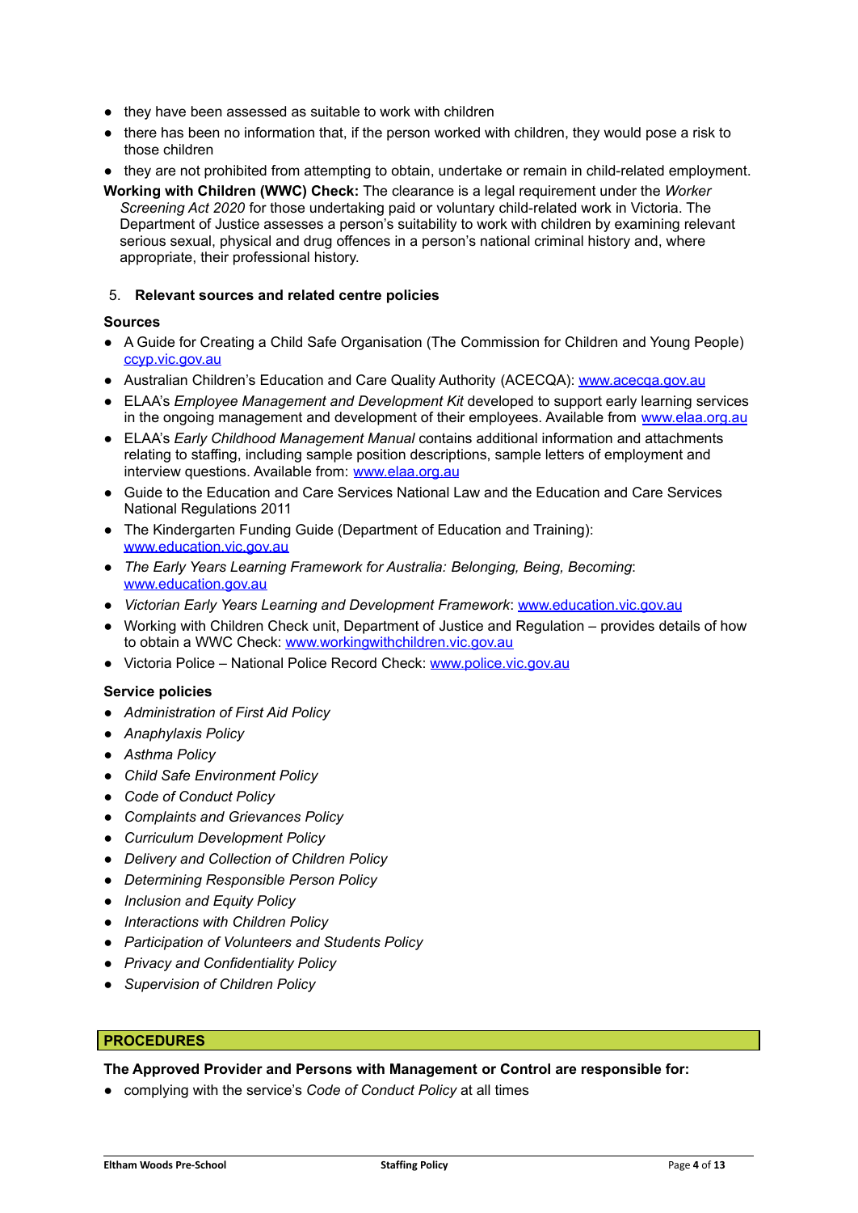- they have been assessed as suitable to work with children
- there has been no information that, if the person worked with children, they would pose a risk to those children
- they are not prohibited from attempting to obtain, undertake or remain in child-related employment.

**Working with Children (WWC) Check:** The clearance is a legal requirement under the *Worker Screening Act 2020* for those undertaking paid or voluntary child-related work in Victoria. The Department of Justice assesses a person's suitability to work with children by examining relevant serious sexual, physical and drug offences in a person's national criminal history and, where appropriate, their professional history.

5. **Relevant sources and related centre policies**

**Sources**

- A Guide for Creating a Child Safe Organisation (The Commission for Children and Young People) ccyp.vic.gov.au
- Australian Children's Education and Care Quality Authority (ACECQA): www.acecqa.gov.au
- ELAA's *Employee Management and Development Kit* developed to support early learning services in the ongoing management and development of their employees. Available from www.elaa.org.au
- ELAA's *Early Childhood Management Manual* contains additional information and attachments relating to staffing, including sample position descriptions, sample letters of employment and interview questions. Available from: www.elaa.org.au
- Guide to the Education and Care Services National Law and the Education and Care Services National Regulations 2011
- The Kindergarten Funding Guide (Department of Education and Training): www.education.vic.gov.au
- *The Early Years Learning Framework for Australia: Belonging, Being, Becoming*: www.education.gov.au
- *Victorian Early Years Learning and Development Framework*: www.education.vic.gov.au
- Working with Children Check unit, Department of Justice and Regulation – provides details of how to obtain a WWC Check: www.workingwithchildren.vic.gov.au
- Victoria Police – National Police Record Check: www.police.vic.gov.au

**Service policies**

- *Administration of First Aid Policy*
- *Anaphylaxis Policy*
- *Asthma Policy*
- *Child Safe Environment Policy*
- *Code of Conduct Policy*
- *Complaints and Grievances Policy*
- *Curriculum Development Policy*
- *Delivery and Collection of Children Policy*
- *Determining Responsible Person Policy*
- *Inclusion and Equity Policy*
- *Interactions with Children Policy*
- *Participation of Volunteers and Students Policy*
- *Privacy and Confidentiality Policy*
- *Supervision of Children Policy*

## PROCEDURES

**The Approved Provider and Persons with Management or Control are responsible for:**

- complying with the service's *Code of Conduct Policy* at all times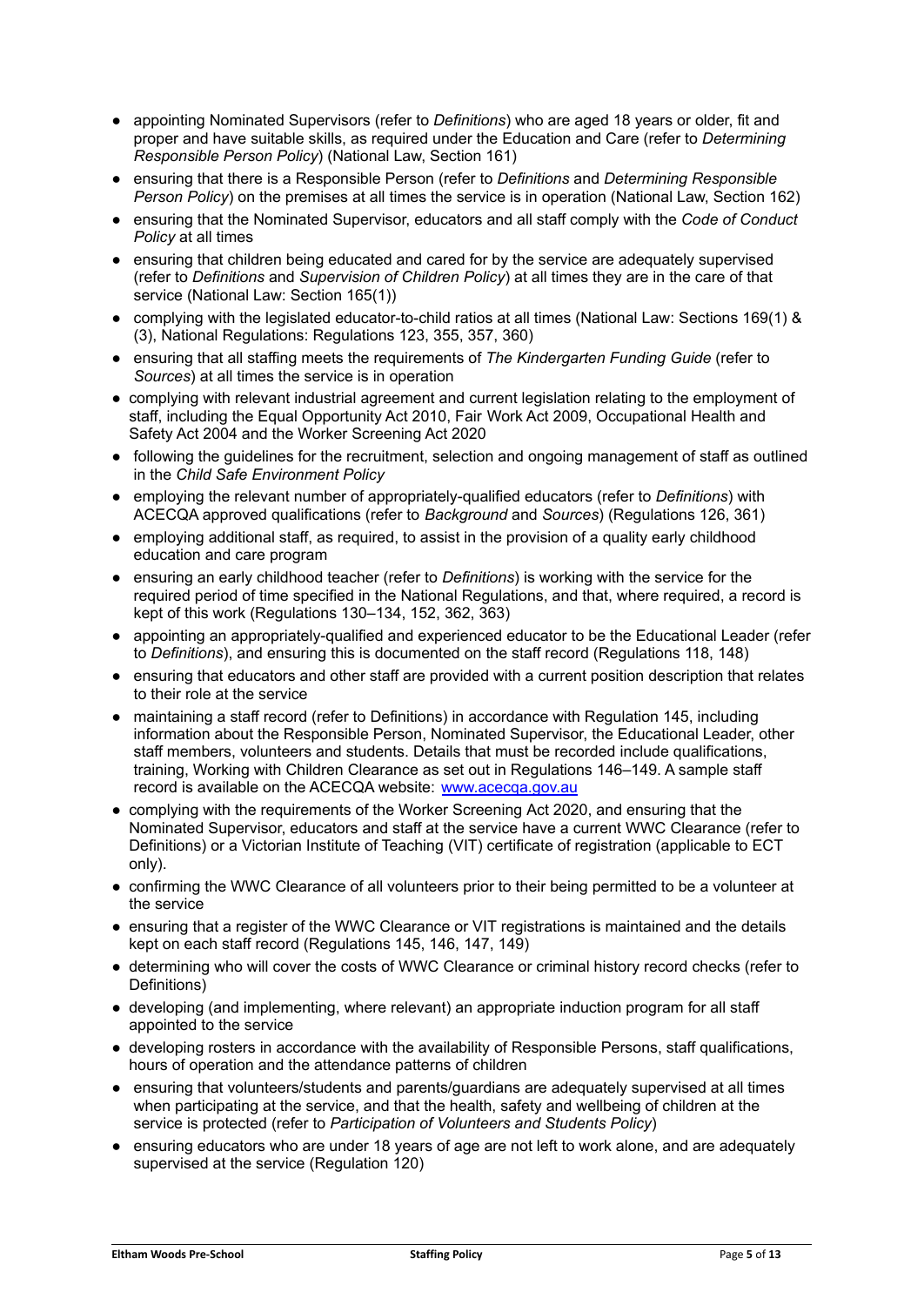- appointing Nominated Supervisors (refer to *Definitions*) who are aged 18 years or older, fit and proper and have suitable skills, as required under the Education and Care (refer to *Determining Responsible Person Policy*) (National Law, Section 161)
- ensuring that there is a Responsible Person (refer to *Definitions* and *Determining Responsible Person Policy*) on the premises at all times the service is in operation (National Law, Section 162)
- ensuring that the Nominated Supervisor, educators and all staff comply with the *Code of Conduct Policy* at all times
- ensuring that children being educated and cared for by the service are adequately supervised (refer to *Definitions* and *Supervision of Children Policy*) at all times they are in the care of that service (National Law: Section 165(1))
- complying with the legislated educator-to-child ratios at all times (National Law: Sections 169(1) & (3), National Regulations: Regulations 123, 355, 357, 360)
- ensuring that all staffing meets the requirements of *The Kindergarten Funding Guide* (refer to *Sources*) at all times the service is in operation
- complying with relevant industrial agreement and current legislation relating to the employment of staff, including the Equal Opportunity Act 2010, Fair Work Act 2009, Occupational Health and Safety Act 2004 and the Worker Screening Act 2020
- following the guidelines for the recruitment, selection and ongoing management of staff as outlined in the *Child Safe Environment Policy*
- employing the relevant number of appropriately-qualified educators (refer to *Definitions*) with ACECQA approved qualifications (refer to *Background* and *Sources*) (Regulations 126, 361)
- employing additional staff, as required, to assist in the provision of a quality early childhood education and care program
- ensuring an early childhood teacher (refer to *Definitions*) is working with the service for the required period of time specified in the National Regulations, and that, where required, a record is kept of this work (Regulations 130–134, 152, 362, 363)
- appointing an appropriately-qualified and experienced educator to be the Educational Leader (refer to *Definitions*), and ensuring this is documented on the staff record (Regulations 118, 148)
- ensuring that educators and other staff are provided with a current position description that relates to their role at the service
- maintaining a staff record (refer to Definitions) in accordance with Regulation 145, including information about the Responsible Person, Nominated Supervisor, the Educational Leader, other staff members, volunteers and students. Details that must be recorded include qualifications, training, Working with Children Clearance as set out in Regulations 146–149. A sample staff record is available on the ACECQA website: [www.acecqa.gov.au](www.acecqa.gov.au)
- complying with the requirements of the Worker Screening Act 2020, and ensuring that the Nominated Supervisor, educators and staff at the service have a current WWC Clearance (refer to Definitions) or a Victorian Institute of Teaching (VIT) certificate of registration (applicable to ECT only).
- confirming the WWC Clearance of all volunteers prior to their being permitted to be a volunteer at the service
- ensuring that a register of the WWC Clearance or VIT registrations is maintained and the details kept on each staff record (Regulations 145, 146, 147, 149)
- determining who will cover the costs of WWC Clearance or criminal history record checks (refer to Definitions)
- developing (and implementing, where relevant) an appropriate induction program for all staff appointed to the service
- developing rosters in accordance with the availability of Responsible Persons, staff qualifications, hours of operation and the attendance patterns of children
- ensuring that volunteers/students and parents/guardians are adequately supervised at all times when participating at the service, and that the health, safety and wellbeing of children at the service is protected (refer to *Participation of Volunteers and Students Policy*)
- ensuring educators who are under 18 years of age are not left to work alone, and are adequately supervised at the service (Regulation 120)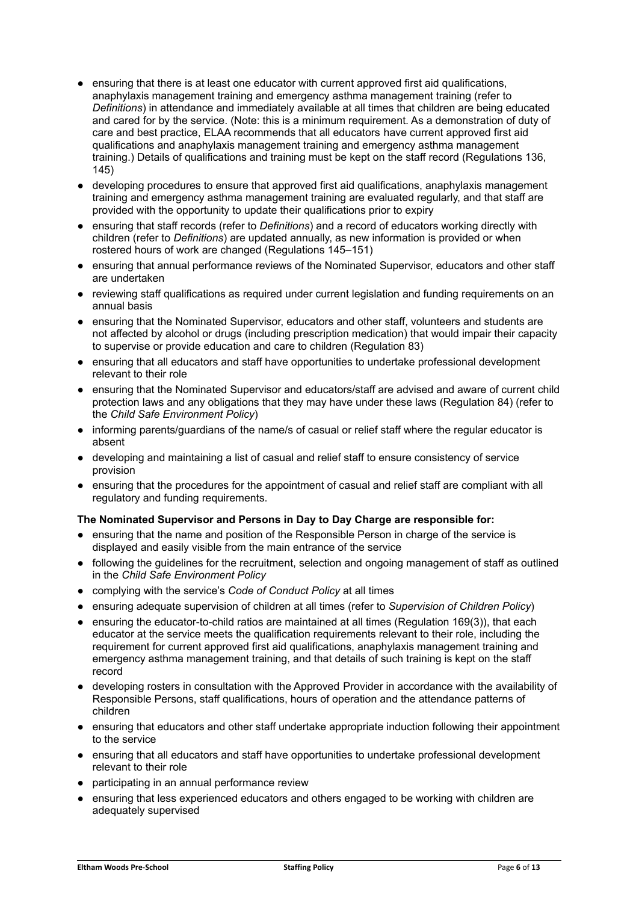- ensuring that there is at least one educator with current approved first aid qualifications, anaphylaxis management training and emergency asthma management training (refer to *Definitions*) in attendance and immediately available at all times that children are being educated and cared for by the service. (Note: this is a minimum requirement. As a demonstration of duty of care and best practice, ELAA recommends that all educators have current approved first aid qualifications and anaphylaxis management training and emergency asthma management training.) Details of qualifications and training must be kept on the staff record (Regulations 136, 145)
- developing procedures to ensure that approved first aid qualifications, anaphylaxis management training and emergency asthma management training are evaluated regularly, and that staff are provided with the opportunity to update their qualifications prior to expiry
- ensuring that staff records (refer to *Definitions*) and a record of educators working directly with children (refer to *Definitions*) are updated annually, as new information is provided or when rostered hours of work are changed (Regulations 145–151)
- ensuring that annual performance reviews of the Nominated Supervisor, educators and other staff are undertaken
- reviewing staff qualifications as required under current legislation and funding requirements on an annual basis
- ensuring that the Nominated Supervisor, educators and other staff, volunteers and students are not affected by alcohol or drugs (including prescription medication) that would impair their capacity to supervise or provide education and care to children (Regulation 83)
- ensuring that all educators and staff have opportunities to undertake professional development relevant to their role
- ensuring that the Nominated Supervisor and educators/staff are advised and aware of current child protection laws and any obligations that they may have under these laws (Regulation 84) (refer to the *Child Safe Environment Policy*)
- informing parents/guardians of the name/s of casual or relief staff where the regular educator is absent
- developing and maintaining a list of casual and relief staff to ensure consistency of service provision
- ensuring that the procedures for the appointment of casual and relief staff are compliant with all regulatory and funding requirements.

**The Nominated Supervisor and Persons in Day to Day Charge are responsible for:**

- ensuring that the name and position of the Responsible Person in charge of the service is displayed and easily visible from the main entrance of the service
- following the guidelines for the recruitment, selection and ongoing management of staff as outlined in the *Child Safe Environment Policy*
- complying with the service's *Code of Conduct Policy* at all times
- ensuring adequate supervision of children at all times (refer to *Supervision of Children Policy*)
- ensuring the educator-to-child ratios are maintained at all times (Regulation 169(3)), that each educator at the service meets the qualification requirements relevant to their role, including the requirement for current approved first aid qualifications, anaphylaxis management training and emergency asthma management training, and that details of such training is kept on the staff record
- developing rosters in consultation with the Approved Provider in accordance with the availability of Responsible Persons, staff qualifications, hours of operation and the attendance patterns of children
- ensuring that educators and other staff undertake appropriate induction following their appointment to the service
- ensuring that all educators and staff have opportunities to undertake professional development relevant to their role
- participating in an annual performance review
- ensuring that less experienced educators and others engaged to be working with children are adequately supervised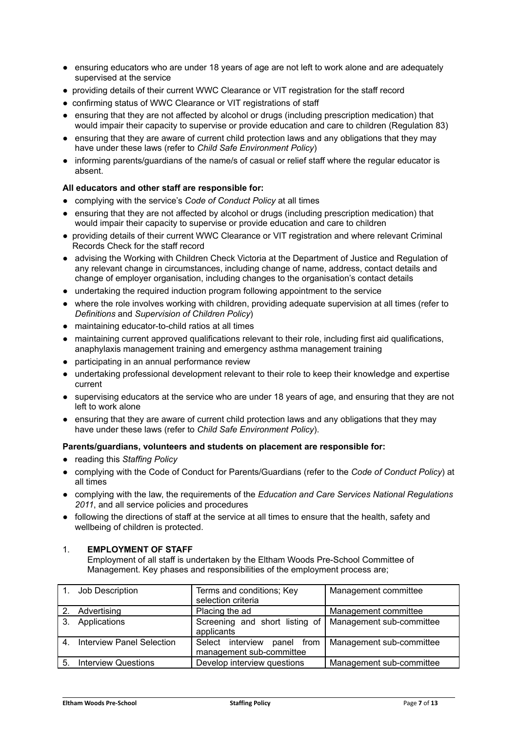- ensuring educators who are under 18 years of age are not left to work alone and are adequately supervised at the service
- providing details of their current WWC Clearance or VIT registration for the staff record
- confirming status of WWC Clearance or VIT registrations of staff
- ensuring that they are not affected by alcohol or drugs (including prescription medication) that would impair their capacity to supervise or provide education and care to children (Regulation 83)
- ensuring that they are aware of current child protection laws and any obligations that they may have under these laws (refer to *Child Safe Environment Policy*)
- informing parents/guardians of the name/s of casual or relief staff where the regular educator is absent.

**All educators and other staff are responsible for:**

- complying with the service's *Code of Conduct Policy* at all times
- ensuring that they are not affected by alcohol or drugs (including prescription medication) that would impair their capacity to supervise or provide education and care to children
- providing details of their current WWC Clearance or VIT registration and where relevant Criminal Records Check for the staff record
- advising the Working with Children Check Victoria at the Department of Justice and Regulation of any relevant change in circumstances, including change of name, address, contact details and change of employer organisation, including changes to the organisation's contact details
- undertaking the required induction program following appointment to the service
- where the role involves working with children, providing adequate supervision at all times (refer to *Definitions* and *Supervision of Children Policy*)
- maintaining educator-to-child ratios at all times
- maintaining current approved qualifications relevant to their role, including first aid qualifications, anaphylaxis management training and emergency asthma management training
- participating in an annual performance review
- undertaking professional development relevant to their role to keep their knowledge and expertise current
- supervising educators at the service who are under 18 years of age, and ensuring that they are not left to work alone
- ensuring that they are aware of current child protection laws and any obligations that they may have under these laws (refer to *Child Safe Environment Policy*).

**Parents/guardians, volunteers and students on placement are responsible for:**

- reading this *Staffing Policy*
- complying with the Code of Conduct for Parents/Guardians (refer to the *Code of Conduct Policy*) at all times
- complying with the law, the requirements of the *Education and Care Services National Regulations 2011*, and all service policies and procedures
- following the directions of staff at the service at all times to ensure that the health, safety and wellbeing of children is protected.

1. **EMPLOYMENT OF STAFF**

Employment of all staff is undertaken by the Eltham Woods Pre-School Committee of Management. Key phases and responsibilities of the employment process are;

| | | |
|---|---|---|
| 1. Job Description | Terms and conditions; Key selection criteria | Management committee |
| 2. Advertising | Placing the ad | Management committee |
| 3. Applications | Screening and short listing of applicants | Management sub-committee |
| 4. Interview Panel Selection | Select interview panel from management sub-committee | Management sub-committee |
| 5. Interview Questions | Develop interview questions | Management sub-committee |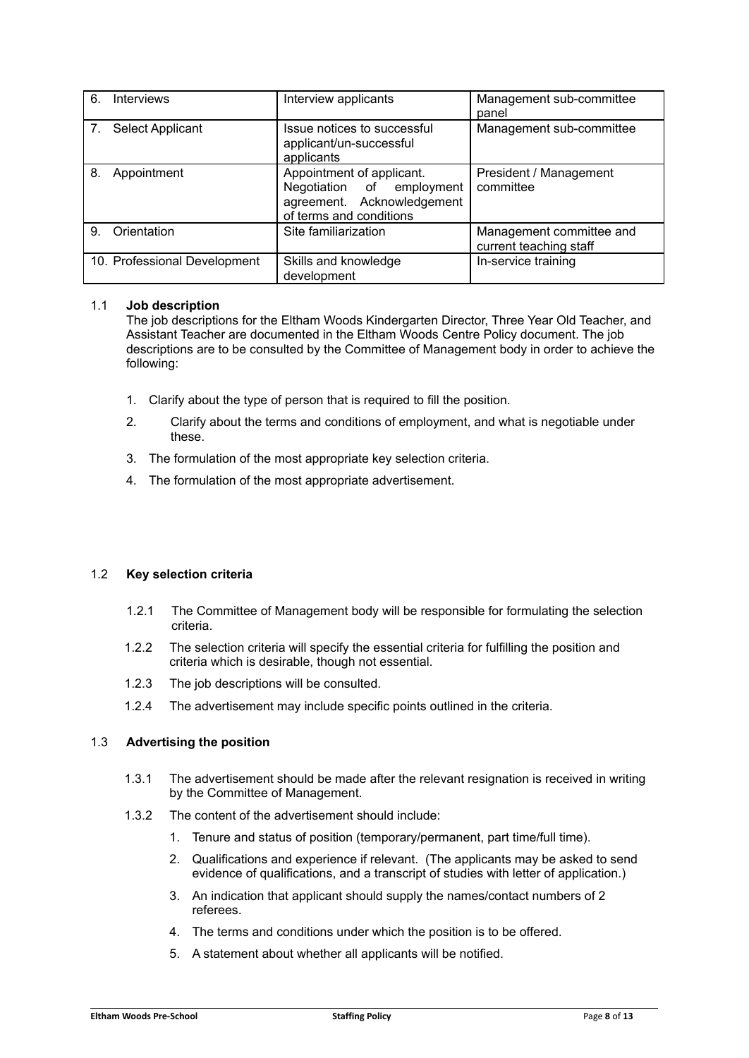| | | |
|---|---|---|
| 6. Interviews | Interview applicants | Management sub-committee panel |
| 7. Select Applicant | Issue notices to successful applicant/un-successful applicants | Management sub-committee |
| 8. Appointment | Appointment of applicant. Negotiation of employment agreement. Acknowledgement of terms and conditions | President / Management committee |
| 9. Orientation | Site familiarization | Management committee and current teaching staff |
| 10. Professional Development | Skills and knowledge development | In-service training |

### 1.1 Job description

The job descriptions for the Eltham Woods Kindergarten Director, Three Year Old Teacher, and Assistant Teacher are documented in the Eltham Woods Centre Policy document. The job descriptions are to be consulted by the Committee of Management body in order to achieve the following:

1. Clarify about the type of person that is required to fill the position.
2. Clarify about the terms and conditions of employment, and what is negotiable under these.
3. The formulation of the most appropriate key selection criteria.
4. The formulation of the most appropriate advertisement.

### 1.2 Key selection criteria

1.2.1 The Committee of Management body will be responsible for formulating the selection criteria.

1.2.2 The selection criteria will specify the essential criteria for fulfilling the position and criteria which is desirable, though not essential.

1.2.3 The job descriptions will be consulted.

1.2.4 The advertisement may include specific points outlined in the criteria.

### 1.3 Advertising the position

1.3.1 The advertisement should be made after the relevant resignation is received in writing by the Committee of Management.

1.3.2 The content of the advertisement should include:

1. Tenure and status of position (temporary/permanent, part time/full time).
2. Qualifications and experience if relevant. (The applicants may be asked to send evidence of qualifications, and a transcript of studies with letter of application.)
3. An indication that applicant should supply the names/contact numbers of 2 referees.
4. The terms and conditions under which the position is to be offered.
5. A statement about whether all applicants will be notified.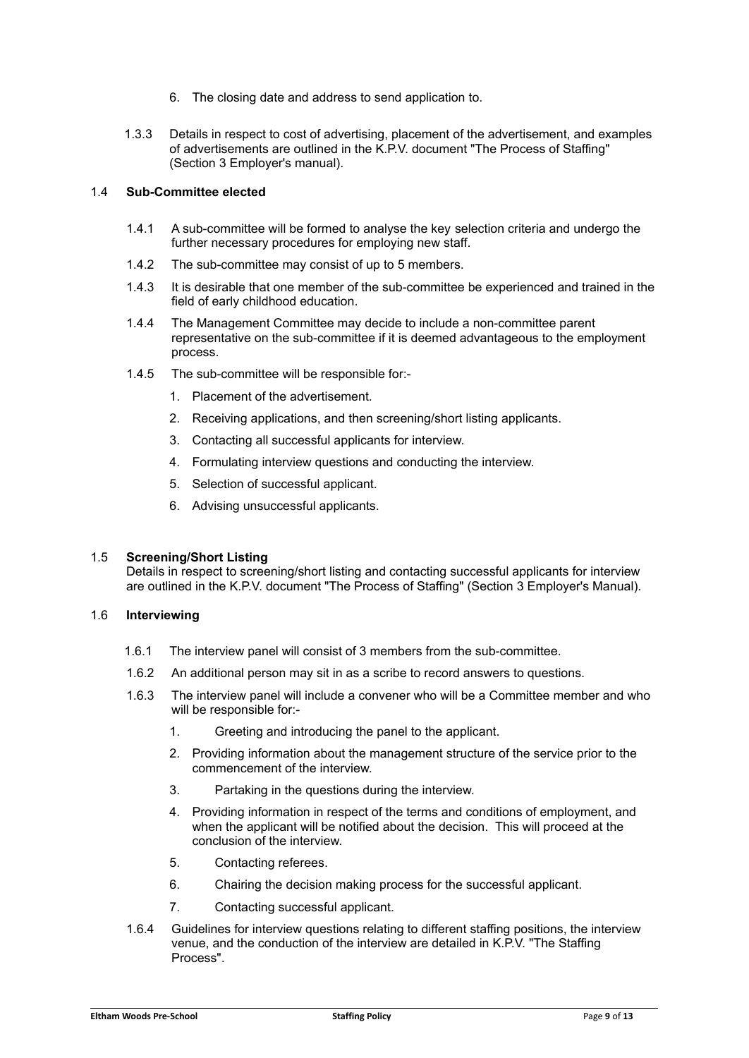6. The closing date and address to send application to.

1.3.3 Details in respect to cost of advertising, placement of the advertisement, and examples of advertisements are outlined in the K.P.V. document "The Process of Staffing" (Section 3 Employer's manual).

### 1.4 **Sub-Committee elected**

1.4.1 A sub-committee will be formed to analyse the key selection criteria and undergo the further necessary procedures for employing new staff.

1.4.2 The sub-committee may consist of up to 5 members.

1.4.3 It is desirable that one member of the sub-committee be experienced and trained in the field of early childhood education.

1.4.4 The Management Committee may decide to include a non-committee parent representative on the sub-committee if it is deemed advantageous to the employment process.

1.4.5 The sub-committee will be responsible for:-

1. Placement of the advertisement.
2. Receiving applications, and then screening/short listing applicants.
3. Contacting all successful applicants for interview.
4. Formulating interview questions and conducting the interview.
5. Selection of successful applicant.
6. Advising unsuccessful applicants.

### 1.5 **Screening/Short Listing**

Details in respect to screening/short listing and contacting successful applicants for interview are outlined in the K.P.V. document "The Process of Staffing" (Section 3 Employer's Manual).

### 1.6 **Interviewing**

1.6.1 The interview panel will consist of 3 members from the sub-committee.

1.6.2 An additional person may sit in as a scribe to record answers to questions.

1.6.3 The interview panel will include a convener who will be a Committee member and who will be responsible for:-

1. Greeting and introducing the panel to the applicant.
2. Providing information about the management structure of the service prior to the commencement of the interview.
3. Partaking in the questions during the interview.
4. Providing information in respect of the terms and conditions of employment, and when the applicant will be notified about the decision. This will proceed at the conclusion of the interview.
5. Contacting referees.
6. Chairing the decision making process for the successful applicant.
7. Contacting successful applicant.

1.6.4 Guidelines for interview questions relating to different staffing positions, the interview venue, and the conduction of the interview are detailed in K.P.V. "The Staffing Process".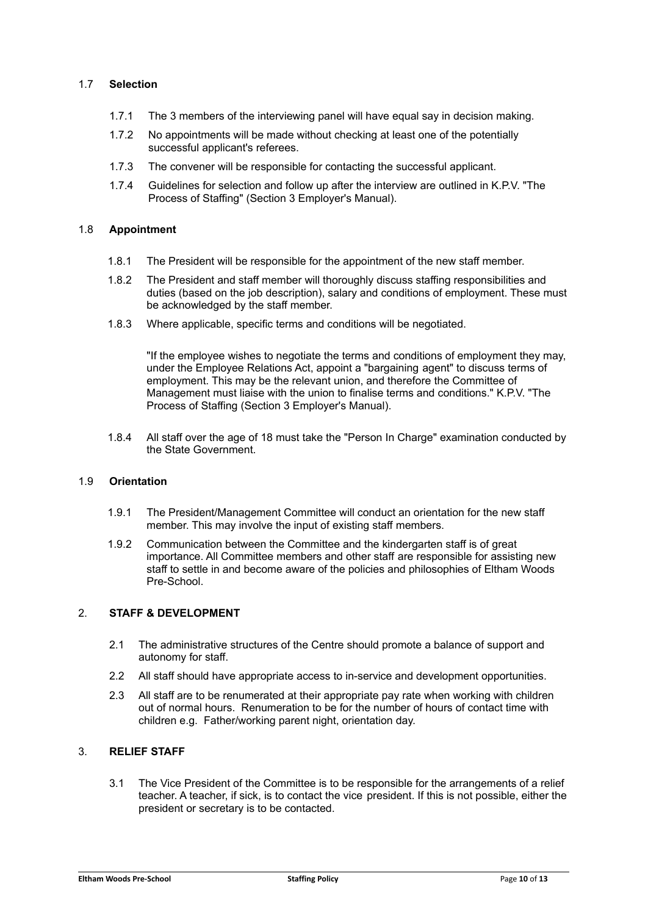### 1.7 **Selection**

1.7.1 The 3 members of the interviewing panel will have equal say in decision making.

1.7.2 No appointments will be made without checking at least one of the potentially successful applicant's referees.

1.7.3 The convener will be responsible for contacting the successful applicant.

1.7.4 Guidelines for selection and follow up after the interview are outlined in K.P.V. "The Process of Staffing" (Section 3 Employer's Manual).

### 1.8 **Appointment**

1.8.1 The President will be responsible for the appointment of the new staff member.

1.8.2 The President and staff member will thoroughly discuss staffing responsibilities and duties (based on the job description), salary and conditions of employment. These must be acknowledged by the staff member.

1.8.3 Where applicable, specific terms and conditions will be negotiated.

"If the employee wishes to negotiate the terms and conditions of employment they may, under the Employee Relations Act, appoint a "bargaining agent" to discuss terms of employment. This may be the relevant union, and therefore the Committee of Management must liaise with the union to finalise terms and conditions." K.P.V. "The Process of Staffing (Section 3 Employer's Manual).

1.8.4 All staff over the age of 18 must take the "Person In Charge" examination conducted by the State Government.

### 1.9 **Orientation**

1.9.1 The President/Management Committee will conduct an orientation for the new staff member. This may involve the input of existing staff members.

1.9.2 Communication between the Committee and the kindergarten staff is of great importance. All Committee members and other staff are responsible for assisting new staff to settle in and become aware of the policies and philosophies of Eltham Woods Pre-School.

## 2. **STAFF & DEVELOPMENT**

2.1 The administrative structures of the Centre should promote a balance of support and autonomy for staff.

2.2 All staff should have appropriate access to in-service and development opportunities.

2.3 All staff are to be renumerated at their appropriate pay rate when working with children out of normal hours. Renumeration to be for the number of hours of contact time with children e.g. Father/working parent night, orientation day.

## 3. **RELIEF STAFF**

3.1 The Vice President of the Committee is to be responsible for the arrangements of a relief teacher. A teacher, if sick, is to contact the vice president. If this is not possible, either the president or secretary is to be contacted.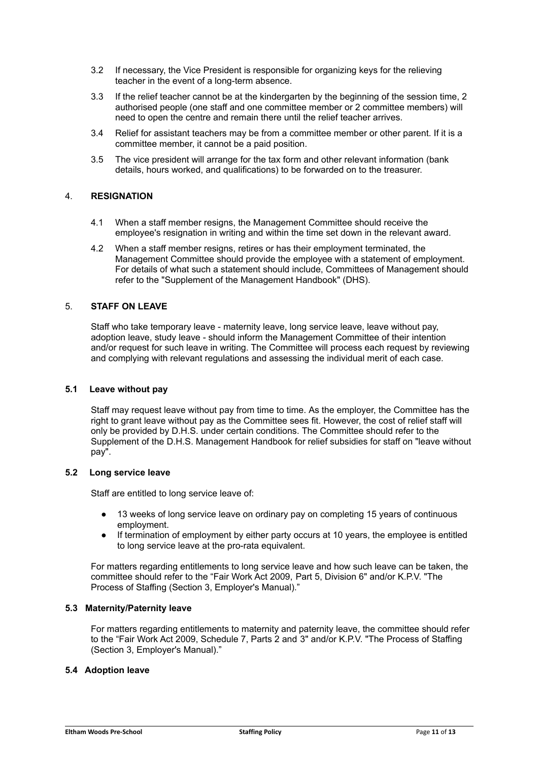3.2 If necessary, the Vice President is responsible for organizing keys for the relieving teacher in the event of a long-term absence.

3.3 If the relief teacher cannot be at the kindergarten by the beginning of the session time, 2 authorised people (one staff and one committee member or 2 committee members) will need to open the centre and remain there until the relief teacher arrives.

3.4 Relief for assistant teachers may be from a committee member or other parent. If it is a committee member, it cannot be a paid position.

3.5 The vice president will arrange for the tax form and other relevant information (bank details, hours worked, and qualifications) to be forwarded on to the treasurer.

## 4. RESIGNATION

4.1 When a staff member resigns, the Management Committee should receive the employee's resignation in writing and within the time set down in the relevant award.

4.2 When a staff member resigns, retires or has their employment terminated, the Management Committee should provide the employee with a statement of employment. For details of what such a statement should include, Committees of Management should refer to the "Supplement of the Management Handbook" (DHS).

## 5. STAFF ON LEAVE

Staff who take temporary leave - maternity leave, long service leave, leave without pay, adoption leave, study leave - should inform the Management Committee of their intention and/or request for such leave in writing. The Committee will process each request by reviewing and complying with relevant regulations and assessing the individual merit of each case.

### 5.1 Leave without pay

Staff may request leave without pay from time to time. As the employer, the Committee has the right to grant leave without pay as the Committee sees fit. However, the cost of relief staff will only be provided by D.H.S. under certain conditions. The Committee should refer to the Supplement of the D.H.S. Management Handbook for relief subsidies for staff on "leave without pay".

### 5.2 Long service leave

Staff are entitled to long service leave of:

- 13 weeks of long service leave on ordinary pay on completing 15 years of continuous employment.
- If termination of employment by either party occurs at 10 years, the employee is entitled to long service leave at the pro-rata equivalent.

For matters regarding entitlements to long service leave and how such leave can be taken, the committee should refer to the "Fair Work Act 2009, Part 5, Division 6" and/or K.P.V. "The Process of Staffing (Section 3, Employer's Manual)."

### 5.3 Maternity/Paternity leave

For matters regarding entitlements to maternity and paternity leave, the committee should refer to the "Fair Work Act 2009, Schedule 7, Parts 2 and 3" and/or K.P.V. "The Process of Staffing (Section 3, Employer's Manual)."

### 5.4 Adoption leave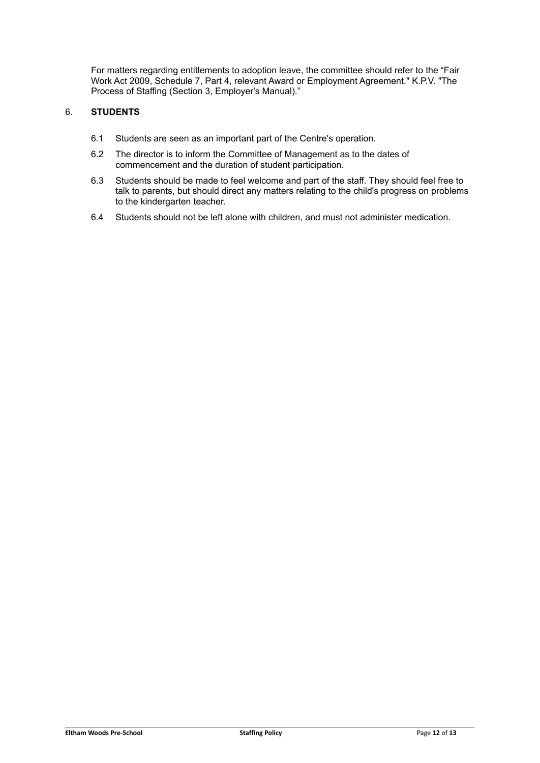For matters regarding entitlements to adoption leave, the committee should refer to the "Fair Work Act 2009, Schedule 7, Part 4, relevant Award or Employment Agreement." K.P.V. "The Process of Staffing (Section 3, Employer's Manual)."

## 6. STUDENTS

6.1 Students are seen as an important part of the Centre's operation.

6.2 The director is to inform the Committee of Management as to the dates of commencement and the duration of student participation.

6.3 Students should be made to feel welcome and part of the staff. They should feel free to talk to parents, but should direct any matters relating to the child's progress on problems to the kindergarten teacher.

6.4 Students should not be left alone with children, and must not administer medication.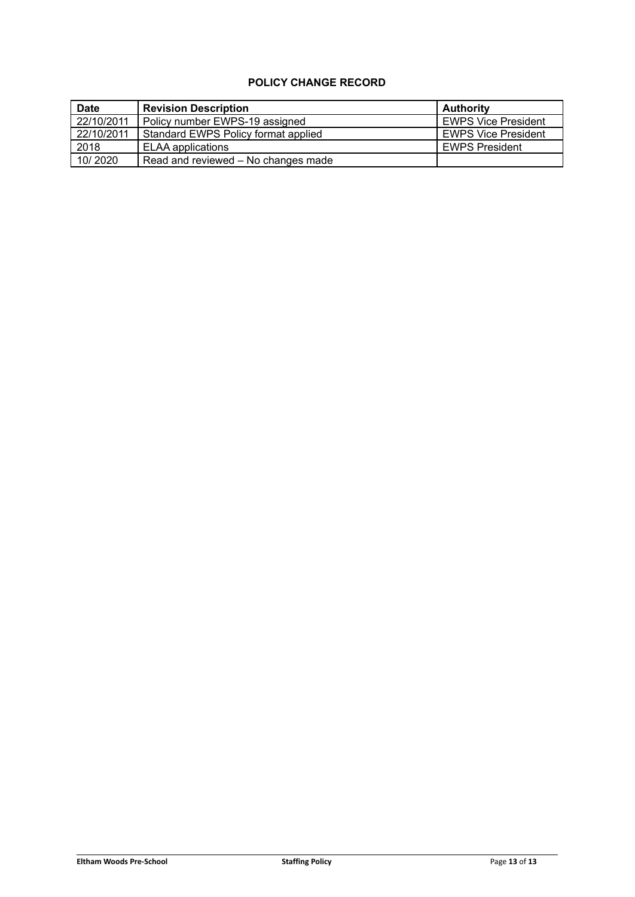**POLICY CHANGE RECORD**

| Date | Revision Description | Authority |
|---|---|---|
| 22/10/2011 | Policy number EWPS-19 assigned | EWPS Vice President |
| 22/10/2011 | Standard EWPS Policy format applied | EWPS Vice President |
| 2018 | ELAA applications | EWPS President |
| 10/ 2020 | Read and reviewed – No changes made | |